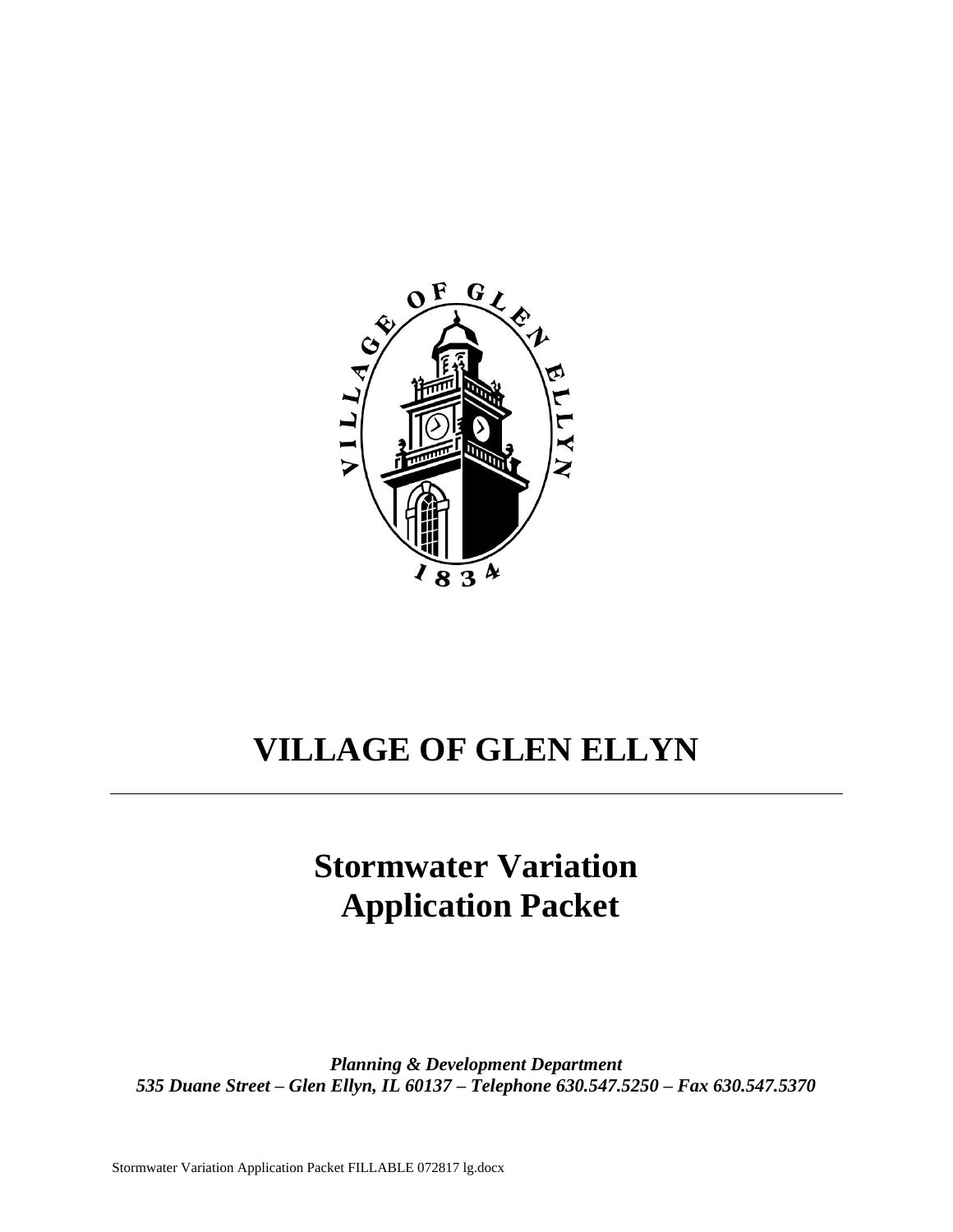# VILLAGE OF GLEN ELLYN

---

## Stormwater Variation Application Packet

***Planning & Development Department***
***535 Duane Street – Glen Ellyn, IL 60137 – Telephone 630.547.5250 – Fax 630.547.5370***

Stormwater Variation Application Packet FILLABLE 072817 lg.docx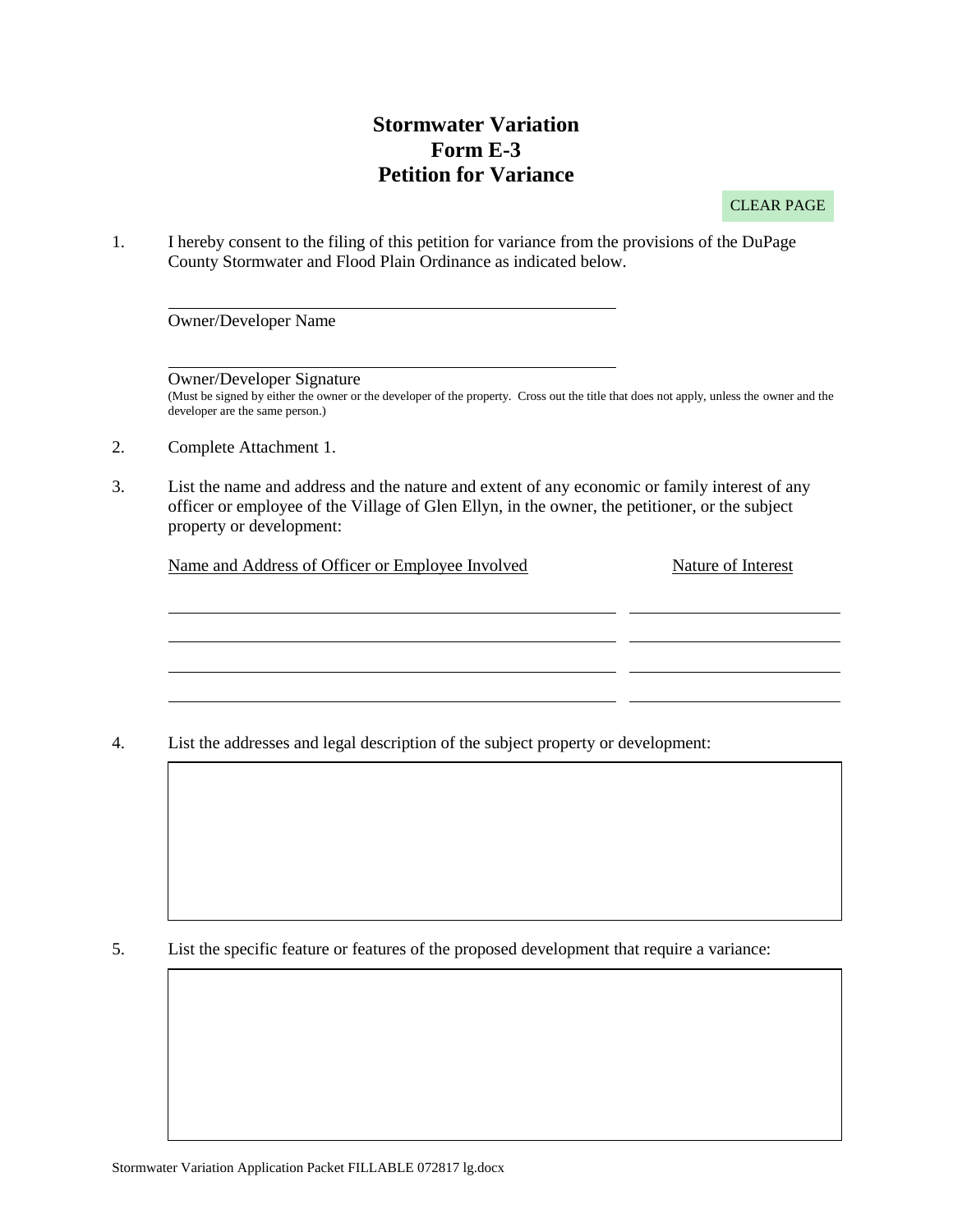# Stormwater Variation
# Form E-3
# Petition for Variance

CLEAR PAGE

1. I hereby consent to the filing of this petition for variance from the provisions of the DuPage County Stormwater and Flood Plain Ordinance as indicated below.

   \_\_\_\_\_\_\_\_\_\_\_\_\_\_\_\_\_\_\_\_\_\_\_\_\_\_\_\_\_\_\_\_\_\_\_\_\_\_\_\_
   Owner/Developer Name

   \_\_\_\_\_\_\_\_\_\_\_\_\_\_\_\_\_\_\_\_\_\_\_\_\_\_\_\_\_\_\_\_\_\_\_\_\_\_\_\_
   Owner/Developer Signature
   (Must be signed by either the owner or the developer of the property. Cross out the title that does not apply, unless the owner and the developer are the same person.)

2. Complete Attachment 1.

3. List the name and address and the nature and extent of any economic or family interest of any officer or employee of the Village of Glen Ellyn, in the owner, the petitioner, or the subject property or development:

| Name and Address of Officer or Employee Involved | Nature of Interest |
|---|---|
| | |
| | |
| | |
| | |

4. List the addresses and legal description of the subject property or development:

5. List the specific feature or features of the proposed development that require a variance: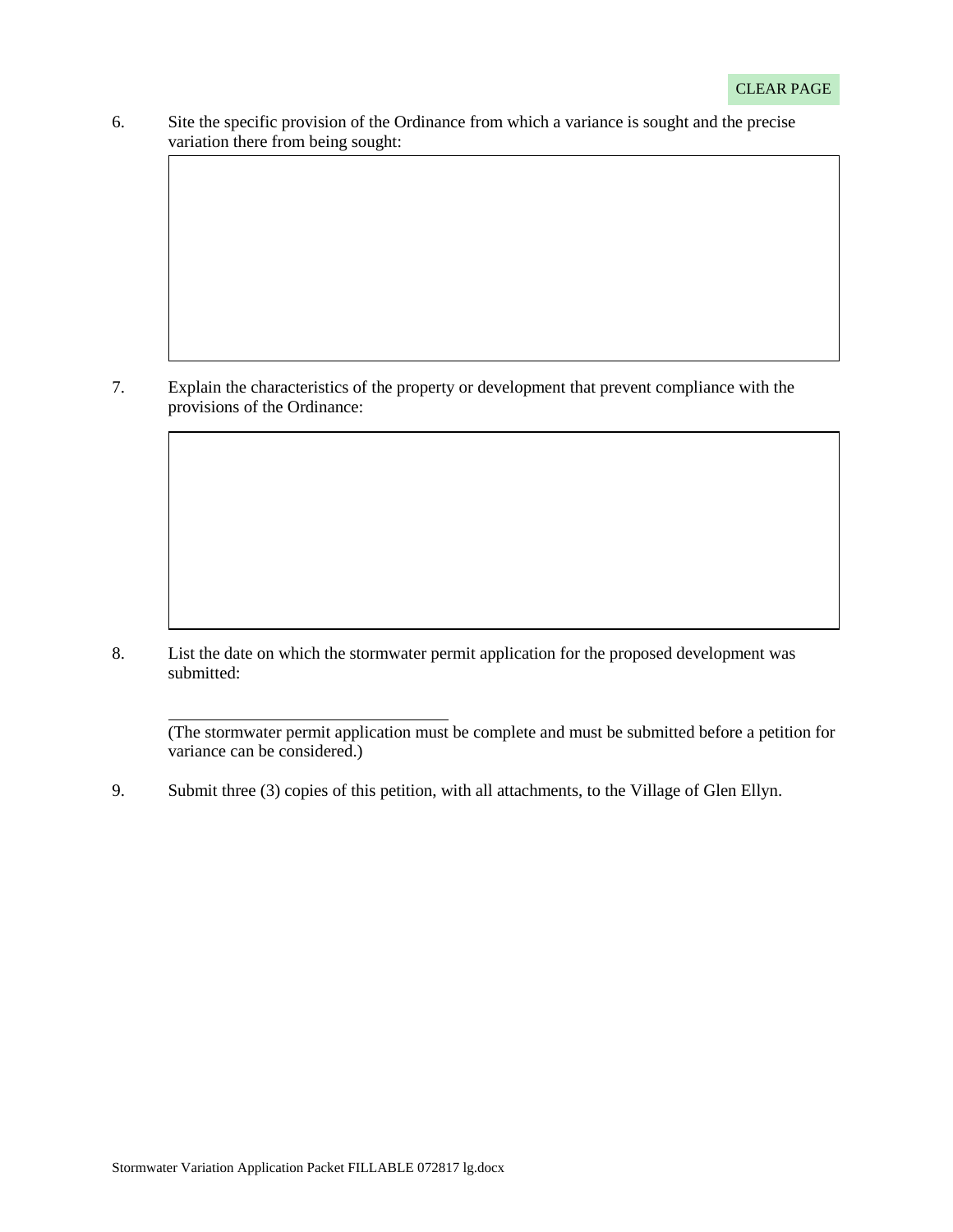CLEAR PAGE

6. Site the specific provision of the Ordinance from which a variance is sought and the precise variation there from being sought:

7. Explain the characteristics of the property or development that prevent compliance with the provisions of the Ordinance:

8. List the date on which the stormwater permit application for the proposed development was submitted:

\_\_\_\_\_\_\_\_\_\_\_\_\_\_\_\_\_\_\_\_\_\_\_\_\_\_\_\_\_\_\_\_\_\_

(The stormwater permit application must be complete and must be submitted before a petition for variance can be considered.)

9. Submit three (3) copies of this petition, with all attachments, to the Village of Glen Ellyn.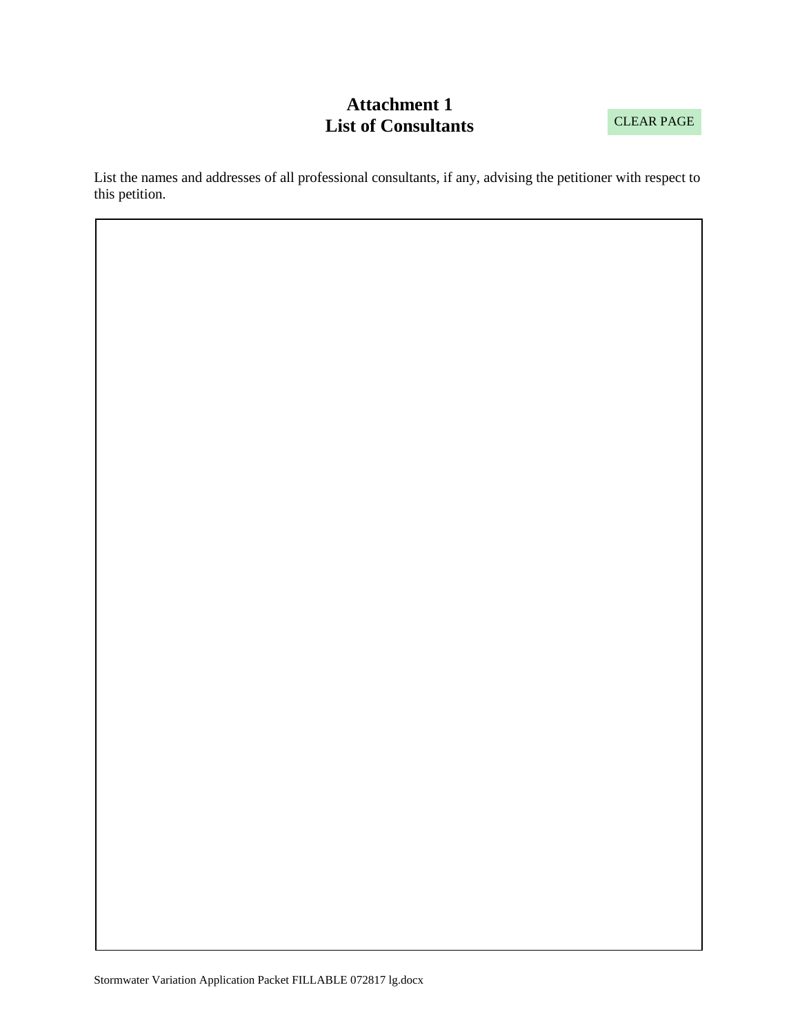# Attachment 1
# List of Consultants

CLEAR PAGE

List the names and addresses of all professional consultants, if any, advising the petitioner with respect to this petition.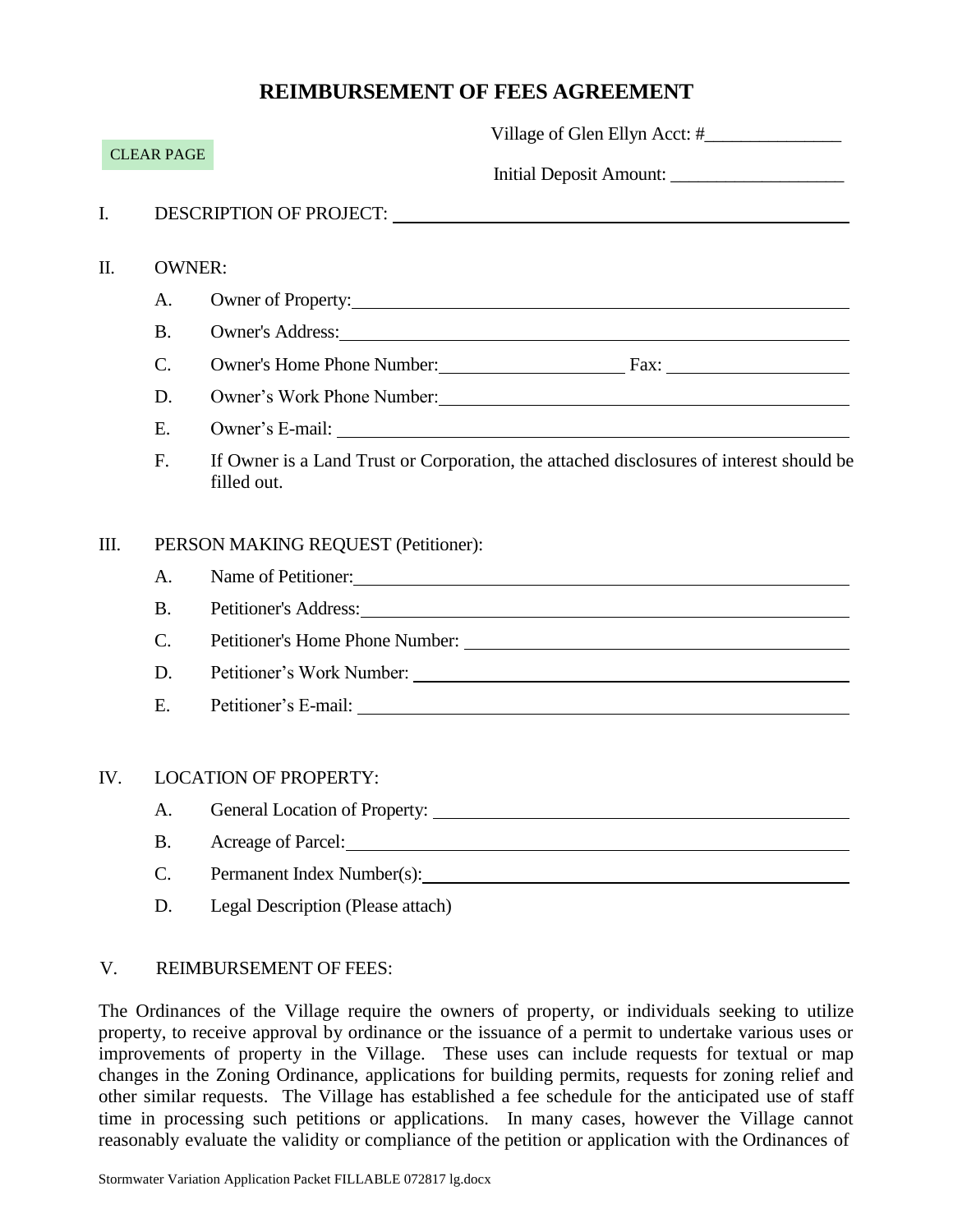# REIMBURSEMENT OF FEES AGREEMENT

CLEAR PAGE

Village of Glen Ellyn Acct: #_______________

Initial Deposit Amount: ___________________

I. DESCRIPTION OF PROJECT: ______________________________________________

II. OWNER:

A. Owner of Property: ______________________________________________

B. Owner's Address: ______________________________________________

C. Owner's Home Phone Number: ____________________ Fax: ____________________

D. Owner's Work Phone Number: ______________________________________________

E. Owner's E-mail: ______________________________________________

F. If Owner is a Land Trust or Corporation, the attached disclosures of interest should be filled out.

III. PERSON MAKING REQUEST (Petitioner):

A. Name of Petitioner: ______________________________________________

B. Petitioner's Address: ______________________________________________

C. Petitioner's Home Phone Number: ______________________________________________

D. Petitioner's Work Number: ______________________________________________

E. Petitioner's E-mail: ______________________________________________

IV. LOCATION OF PROPERTY:

A. General Location of Property: ______________________________________________

B. Acreage of Parcel: ______________________________________________

C. Permanent Index Number(s): ______________________________________________

D. Legal Description (Please attach)

V. REIMBURSEMENT OF FEES:

The Ordinances of the Village require the owners of property, or individuals seeking to utilize property, to receive approval by ordinance or the issuance of a permit to undertake various uses or improvements of property in the Village. These uses can include requests for textual or map changes in the Zoning Ordinance, applications for building permits, requests for zoning relief and other similar requests. The Village has established a fee schedule for the anticipated use of staff time in processing such petitions or applications. In many cases, however the Village cannot reasonably evaluate the validity or compliance of the petition or application with the Ordinances of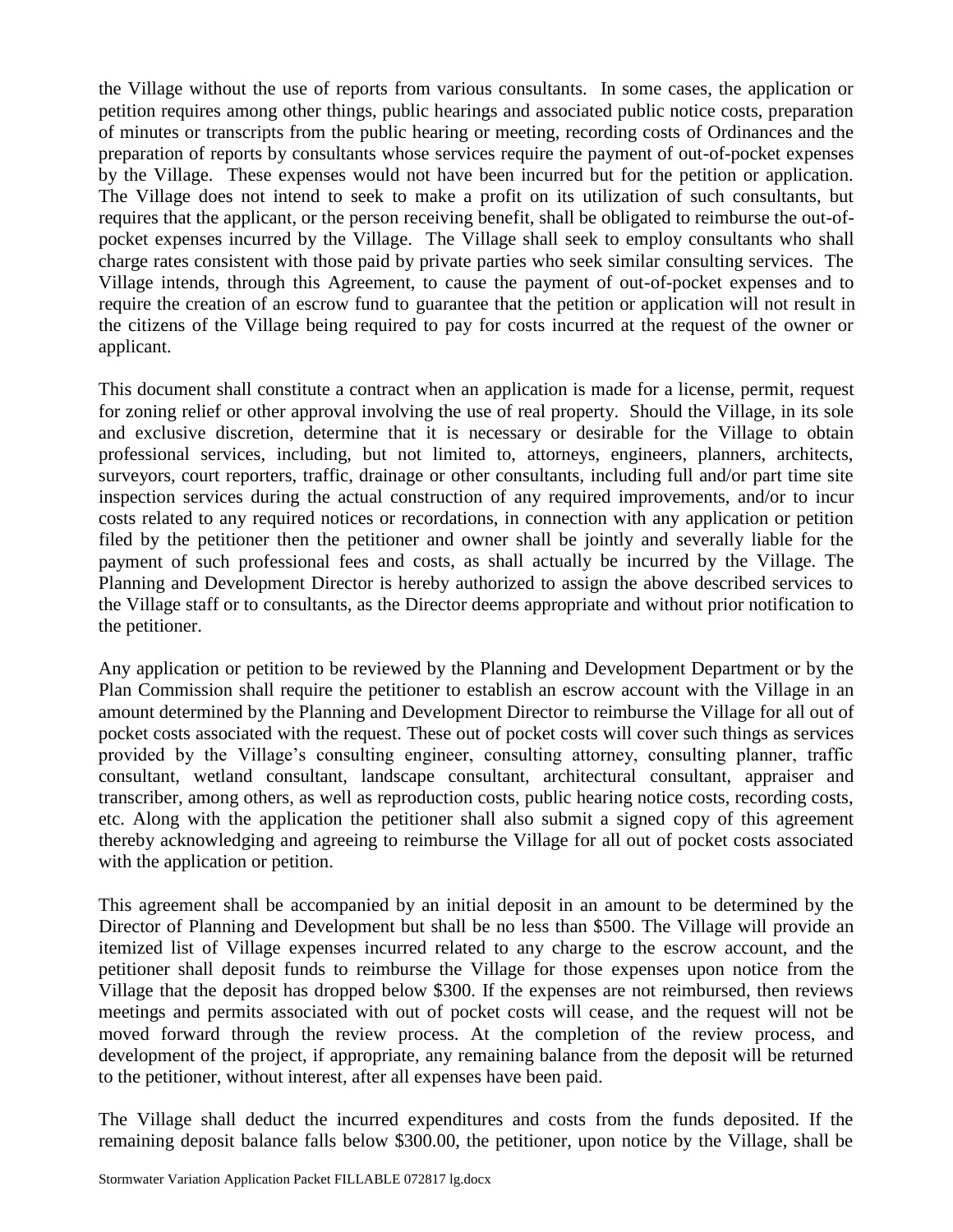the Village without the use of reports from various consultants. In some cases, the application or petition requires among other things, public hearings and associated public notice costs, preparation of minutes or transcripts from the public hearing or meeting, recording costs of Ordinances and the preparation of reports by consultants whose services require the payment of out-of-pocket expenses by the Village. These expenses would not have been incurred but for the petition or application. The Village does not intend to seek to make a profit on its utilization of such consultants, but requires that the applicant, or the person receiving benefit, shall be obligated to reimburse the out-of-pocket expenses incurred by the Village. The Village shall seek to employ consultants who shall charge rates consistent with those paid by private parties who seek similar consulting services. The Village intends, through this Agreement, to cause the payment of out-of-pocket expenses and to require the creation of an escrow fund to guarantee that the petition or application will not result in the citizens of the Village being required to pay for costs incurred at the request of the owner or applicant.

This document shall constitute a contract when an application is made for a license, permit, request for zoning relief or other approval involving the use of real property. Should the Village, in its sole and exclusive discretion, determine that it is necessary or desirable for the Village to obtain professional services, including, but not limited to, attorneys, engineers, planners, architects, surveyors, court reporters, traffic, drainage or other consultants, including full and/or part time site inspection services during the actual construction of any required improvements, and/or to incur costs related to any required notices or recordations, in connection with any application or petition filed by the petitioner then the petitioner and owner shall be jointly and severally liable for the payment of such professional fees and costs, as shall actually be incurred by the Village. The Planning and Development Director is hereby authorized to assign the above described services to the Village staff or to consultants, as the Director deems appropriate and without prior notification to the petitioner.

Any application or petition to be reviewed by the Planning and Development Department or by the Plan Commission shall require the petitioner to establish an escrow account with the Village in an amount determined by the Planning and Development Director to reimburse the Village for all out of pocket costs associated with the request. These out of pocket costs will cover such things as services provided by the Village's consulting engineer, consulting attorney, consulting planner, traffic consultant, wetland consultant, landscape consultant, architectural consultant, appraiser and transcriber, among others, as well as reproduction costs, public hearing notice costs, recording costs, etc. Along with the application the petitioner shall also submit a signed copy of this agreement thereby acknowledging and agreeing to reimburse the Village for all out of pocket costs associated with the application or petition.

This agreement shall be accompanied by an initial deposit in an amount to be determined by the Director of Planning and Development but shall be no less than $500. The Village will provide an itemized list of Village expenses incurred related to any charge to the escrow account, and the petitioner shall deposit funds to reimburse the Village for those expenses upon notice from the Village that the deposit has dropped below $300. If the expenses are not reimbursed, then reviews meetings and permits associated with out of pocket costs will cease, and the request will not be moved forward through the review process. At the completion of the review process, and development of the project, if appropriate, any remaining balance from the deposit will be returned to the petitioner, without interest, after all expenses have been paid.

The Village shall deduct the incurred expenditures and costs from the funds deposited. If the remaining deposit balance falls below $300.00, the petitioner, upon notice by the Village, shall be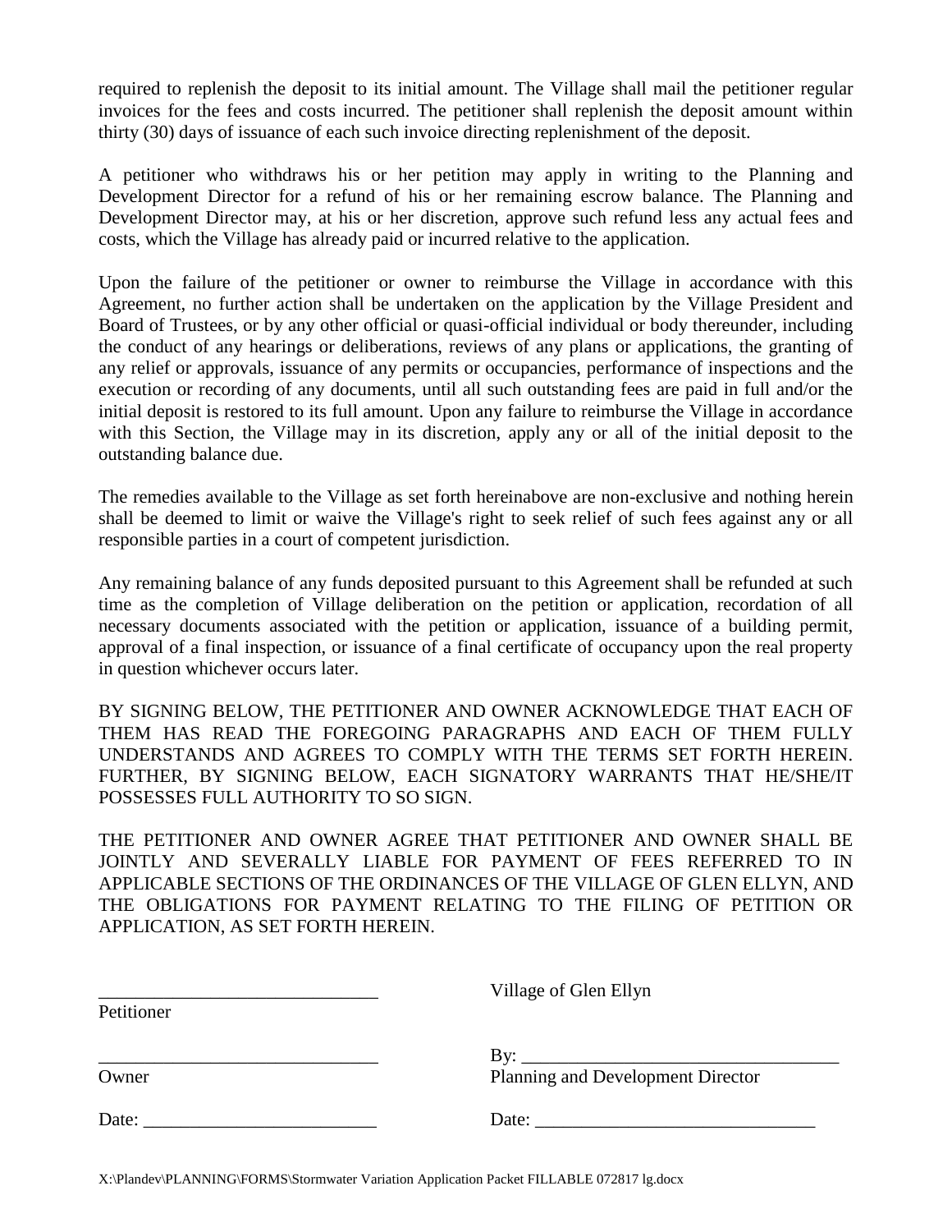required to replenish the deposit to its initial amount. The Village shall mail the petitioner regular invoices for the fees and costs incurred. The petitioner shall replenish the deposit amount within thirty (30) days of issuance of each such invoice directing replenishment of the deposit.

A petitioner who withdraws his or her petition may apply in writing to the Planning and Development Director for a refund of his or her remaining escrow balance. The Planning and Development Director may, at his or her discretion, approve such refund less any actual fees and costs, which the Village has already paid or incurred relative to the application.

Upon the failure of the petitioner or owner to reimburse the Village in accordance with this Agreement, no further action shall be undertaken on the application by the Village President and Board of Trustees, or by any other official or quasi-official individual or body thereunder, including the conduct of any hearings or deliberations, reviews of any plans or applications, the granting of any relief or approvals, issuance of any permits or occupancies, performance of inspections and the execution or recording of any documents, until all such outstanding fees are paid in full and/or the initial deposit is restored to its full amount. Upon any failure to reimburse the Village in accordance with this Section, the Village may in its discretion, apply any or all of the initial deposit to the outstanding balance due.

The remedies available to the Village as set forth hereinabove are non-exclusive and nothing herein shall be deemed to limit or waive the Village's right to seek relief of such fees against any or all responsible parties in a court of competent jurisdiction.

Any remaining balance of any funds deposited pursuant to this Agreement shall be refunded at such time as the completion of Village deliberation on the petition or application, recordation of all necessary documents associated with the petition or application, issuance of a building permit, approval of a final inspection, or issuance of a final certificate of occupancy upon the real property in question whichever occurs later.

BY SIGNING BELOW, THE PETITIONER AND OWNER ACKNOWLEDGE THAT EACH OF THEM HAS READ THE FOREGOING PARAGRAPHS AND EACH OF THEM FULLY UNDERSTANDS AND AGREES TO COMPLY WITH THE TERMS SET FORTH HEREIN. FURTHER, BY SIGNING BELOW, EACH SIGNATORY WARRANTS THAT HE/SHE/IT POSSESSES FULL AUTHORITY TO SO SIGN.

THE PETITIONER AND OWNER AGREE THAT PETITIONER AND OWNER SHALL BE JOINTLY AND SEVERALLY LIABLE FOR PAYMENT OF FEES REFERRED TO IN APPLICABLE SECTIONS OF THE ORDINANCES OF THE VILLAGE OF GLEN ELLYN, AND THE OBLIGATIONS FOR PAYMENT RELATING TO THE FILING OF PETITION OR APPLICATION, AS SET FORTH HEREIN.

| | |
|---|---|
| ______________________________ Petitioner | Village of Glen Ellyn |
| ______________________________ Owner | By: ___________________________________ Planning and Development Director |
| Date: _________________________ | Date: _______________________________ |

X:\Plandev\PLANNING\FORMS\Stormwater Variation Application Packet FILLABLE 072817 lg.docx